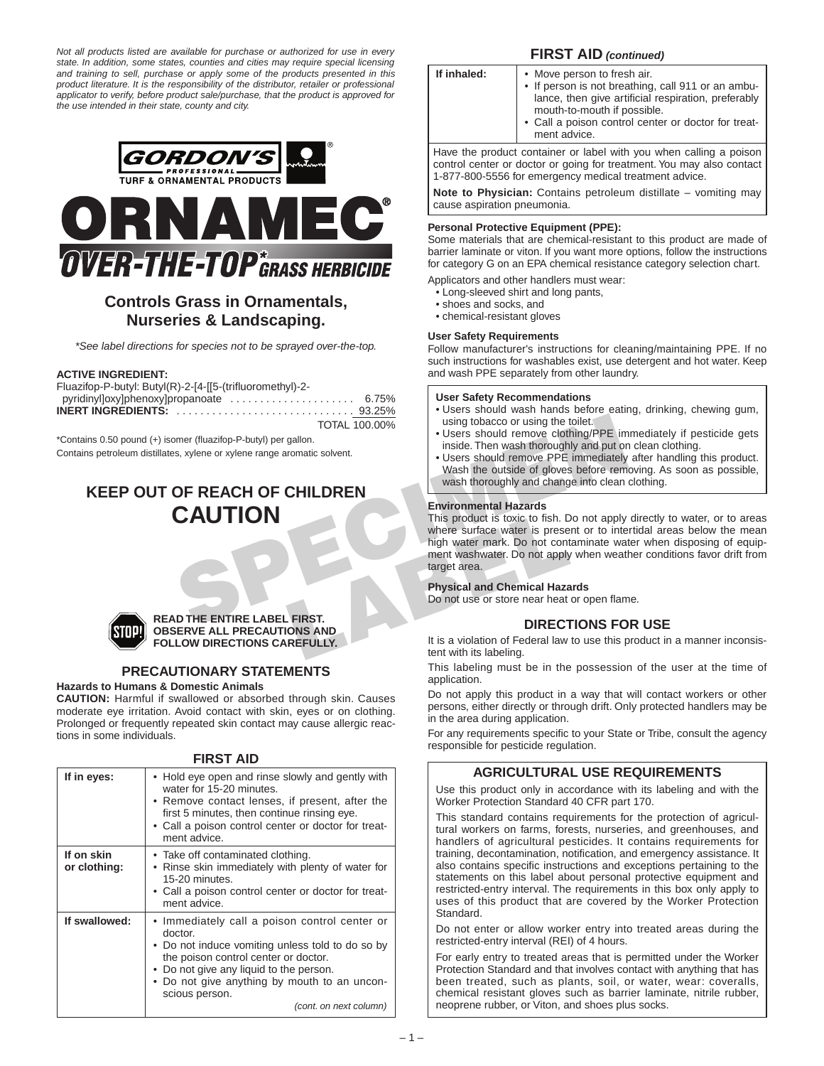*Not all products listed are available for purchase or authorized for use in every state. In addition, some states, counties and cities may require special licensing and training to sell, purchase or apply some of the products presented in this product literature. It is the responsibility of the distributor, retailer or professional applicator to verify, before product sale/purchase, that the product is approved for the use intended in their state, county and city.*

GORDON'S® PROFESSIONAL TURF & ORNAMENTAL PRODUCTS

# ORNAMEC®

# OVER-THE-TOP* GRASS HERBICIDE

## Controls Grass in Ornamentals, Nurseries & Landscaping.

*\*See label directions for species not to be sprayed over-the-top.*

**ACTIVE INGREDIENT:**

| | |
|---|---|
| Fluazifop-P-butyl: Butyl(R)-2-[4-[[5-(trifluoromethyl)-2-pyridinyl]oxy]phenoxy]propanoate | 6.75% |
| **INERT INGREDIENTS:** | 93.25% |
| | TOTAL 100.00% |

\*Contains 0.50 pound (+) isomer (fluazifop-P-butyl) per gallon.

Contains petroleum distillates, xylene or xylene range aromatic solvent.

## KEEP OUT OF REACH OF CHILDREN

## CAUTION

**READ THE ENTIRE LABEL FIRST. OBSERVE ALL PRECAUTIONS AND FOLLOW DIRECTIONS CAREFULLY.**

## PRECAUTIONARY STATEMENTS

**Hazards to Humans & Domestic Animals**

**CAUTION:** Harmful if swallowed or absorbed through skin. Causes moderate eye irritation. Avoid contact with skin, eyes or on clothing. Prolonged or frequently repeated skin contact may cause allergic reactions in some individuals.

## FIRST AID

| | |
|---|---|
| **If in eyes:** | • Hold eye open and rinse slowly and gently with water for 15-20 minutes.<br>• Remove contact lenses, if present, after the first 5 minutes, then continue rinsing eye.<br>• Call a poison control center or doctor for treatment advice. |
| **If on skin or clothing:** | • Take off contaminated clothing.<br>• Rinse skin immediately with plenty of water for 15-20 minutes.<br>• Call a poison control center or doctor for treatment advice. |
| **If swallowed:** | • Immediately call a poison control center or doctor.<br>• Do not induce vomiting unless told to do so by the poison control center or doctor.<br>• Do not give any liquid to the person.<br>• Do not give anything by mouth to an unconscious person. |
| **If inhaled:** | • Move person to fresh air.<br>• If person is not breathing, call 911 or an ambulance, then give artificial respiration, preferably mouth-to-mouth if possible.<br>• Call a poison control center or doctor for treatment advice. |

Have the product container or label with you when calling a poison control center or doctor or going for treatment. You may also contact 1-877-800-5556 for emergency medical treatment advice.

**Note to Physician:** Contains petroleum distillate – vomiting may cause aspiration pneumonia.

**Personal Protective Equipment (PPE):**

Some materials that are chemical-resistant to this product are made of barrier laminate or viton. If you want more options, follow the instructions for category G on an EPA chemical resistance category selection chart.

Applicators and other handlers must wear:

- Long-sleeved shirt and long pants,
- shoes and socks, and
- chemical-resistant gloves

**User Safety Requirements**

Follow manufacturer's instructions for cleaning/maintaining PPE. If no such instructions for washables exist, use detergent and hot water. Keep and wash PPE separately from other laundry.

**User Safety Recommendations**

- Users should wash hands before eating, drinking, chewing gum, using tobacco or using the toilet.
- Users should remove clothing/PPE immediately if pesticide gets inside. Then wash thoroughly and put on clean clothing.
- Users should remove PPE immediately after handling this product. Wash the outside of gloves before removing. As soon as possible, wash thoroughly and change into clean clothing.

**Environmental Hazards**

This product is toxic to fish. Do not apply directly to water, or to areas where surface water is present or to intertidal areas below the mean high water mark. Do not contaminate water when disposing of equipment washwater. Do not apply when weather conditions favor drift from target area.

**Physical and Chemical Hazards**

Do not use or store near heat or open flame.

## DIRECTIONS FOR USE

It is a violation of Federal law to use this product in a manner inconsistent with its labeling.

This labeling must be in the possession of the user at the time of application.

Do not apply this product in a way that will contact workers or other persons, either directly or through drift. Only protected handlers may be in the area during application.

For any requirements specific to your State or Tribe, consult the agency responsible for pesticide regulation.

## AGRICULTURAL USE REQUIREMENTS

Use this product only in accordance with its labeling and with the Worker Protection Standard 40 CFR part 170.

This standard contains requirements for the protection of agricultural workers on farms, forests, nurseries, and greenhouses, and handlers of agricultural pesticides. It contains requirements for training, decontamination, notification, and emergency assistance. It also contains specific instructions and exceptions pertaining to the statements on this label about personal protective equipment and restricted-entry interval. The requirements in this box only apply to uses of this product that are covered by the Worker Protection Standard.

Do not enter or allow worker entry into treated areas during the restricted-entry interval (REI) of 4 hours.

For early entry to treated areas that is permitted under the Worker Protection Standard and that involves contact with anything that has been treated, such as plants, soil, or water, wear: coveralls, chemical resistant gloves such as barrier laminate, nitrile rubber, neoprene rubber, or Viton, and shoes plus socks.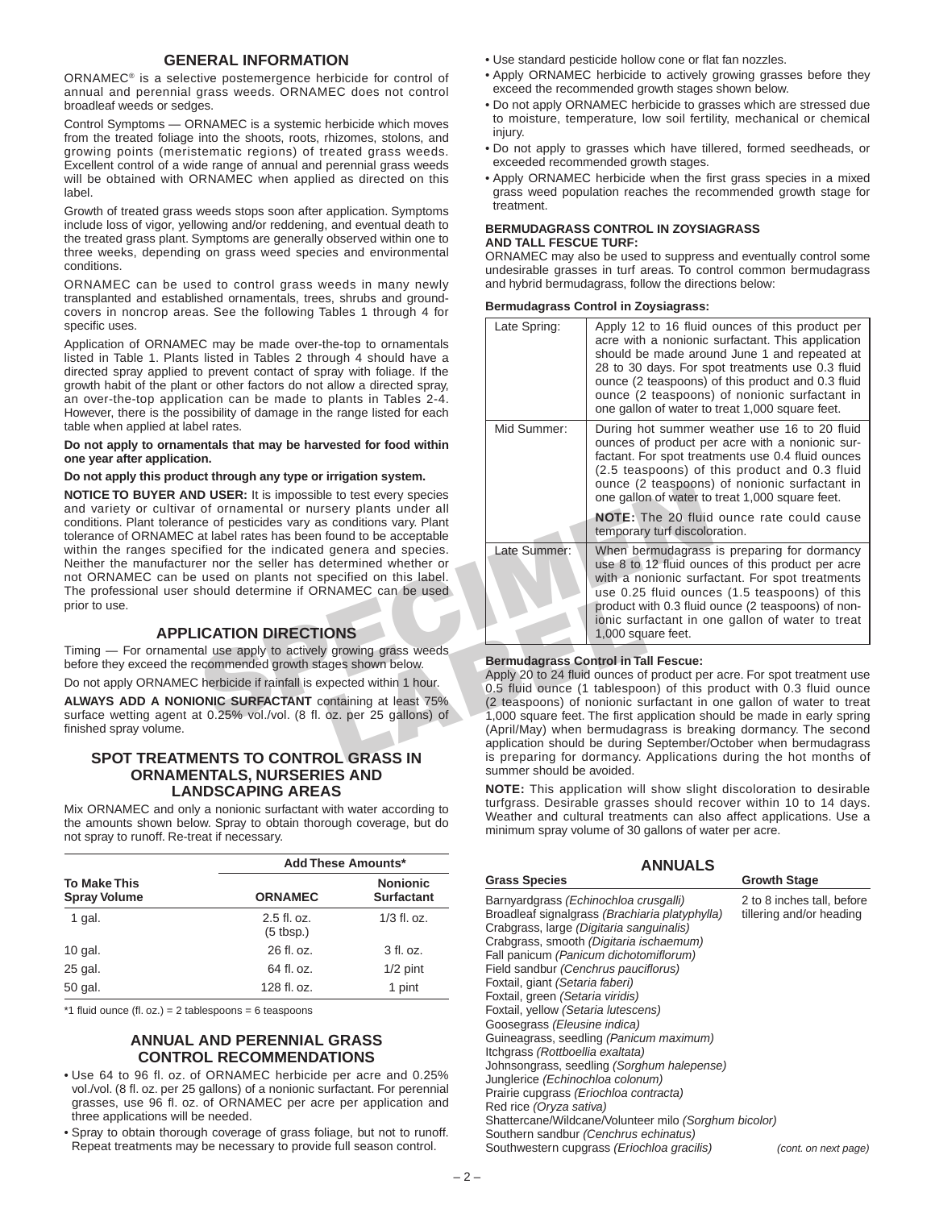## GENERAL INFORMATION

ORNAMEC® is a selective postemergence herbicide for control of annual and perennial grass weeds. ORNAMEC does not control broadleaf weeds or sedges.

Control Symptoms — ORNAMEC is a systemic herbicide which moves from the treated foliage into the shoots, roots, rhizomes, stolons, and growing points (meristematic regions) of treated grass weeds. Excellent control of a wide range of annual and perennial grass weeds will be obtained with ORNAMEC when applied as directed on this label.

Growth of treated grass weeds stops soon after application. Symptoms include loss of vigor, yellowing and/or reddening, and eventual death to the treated grass plant. Symptoms are generally observed within one to three weeks, depending on grass weed species and environmental conditions.

ORNAMEC can be used to control grass weeds in many newly transplanted and established ornamentals, trees, shrubs and groundcovers in noncrop areas. See the following Tables 1 through 4 for specific uses.

Application of ORNAMEC may be made over-the-top to ornamentals listed in Table 1. Plants listed in Tables 2 through 4 should have a directed spray applied to prevent contact of spray with foliage. If the growth habit of the plant or other factors do not allow a directed spray, an over-the-top application can be made to plants in Tables 2-4. However, there is the possibility of damage in the range listed for each table when applied at label rates.

**Do not apply to ornamentals that may be harvested for food within one year after application.**

**Do not apply this product through any type or irrigation system.**

**NOTICE TO BUYER AND USER:** It is impossible to test every species and variety or cultivar of ornamental or nursery plants under all conditions. Plant tolerance of pesticides vary as conditions vary. Plant tolerance of ORNAMEC at label rates has been found to be acceptable within the ranges specified for the indicated genera and species. Neither the manufacturer nor the seller has determined whether or not ORNAMEC can be used on plants not specified on this label. The professional user should determine if ORNAMEC can be used prior to use.

## APPLICATION DIRECTIONS

Timing — For ornamental use apply to actively growing grass weeds before they exceed the recommended growth stages shown below.

Do not apply ORNAMEC herbicide if rainfall is expected within 1 hour.

**ALWAYS ADD A NONIONIC SURFACTANT** containing at least 75% surface wetting agent at 0.25% vol./vol. (8 fl. oz. per 25 gallons) of finished spray volume.

## SPOT TREATMENTS TO CONTROL GRASS IN ORNAMENTALS, NURSERIES AND LANDSCAPING AREAS

Mix ORNAMEC and only a nonionic surfactant with water according to the amounts shown below. Spray to obtain thorough coverage, but do not spray to runoff. Re-treat if necessary.

| To Make This Spray Volume | Add These Amounts* | |
|---|---|---|
| | **ORNAMEC** | **Nonionic Surfactant** |
| 1 gal. | 2.5 fl. oz. (5 tbsp.) | 1/3 fl. oz. |
| 10 gal. | 26 fl. oz. | 3 fl. oz. |
| 25 gal. | 64 fl. oz. | 1/2 pint |
| 50 gal. | 128 fl. oz. | 1 pint |

*1 fluid ounce (fl. oz.) = 2 tablespoons = 6 teaspoons

## ANNUAL AND PERENNIAL GRASS CONTROL RECOMMENDATIONS

- Use 64 to 96 fl. oz. of ORNAMEC herbicide per acre and 0.25% vol./vol. (8 fl. oz. per 25 gallons) of a nonionic surfactant. For perennial grasses, use 96 fl. oz. of ORNAMEC per acre per application and three applications will be needed.
- Spray to obtain thorough coverage of grass foliage, but not to runoff. Repeat treatments may be necessary to provide full season control.
- Use standard pesticide hollow cone or flat fan nozzles.
- Apply ORNAMEC herbicide to actively growing grasses before they exceed the recommended growth stages shown below.
- Do not apply ORNAMEC herbicide to grasses which are stressed due to moisture, temperature, low soil fertility, mechanical or chemical injury.
- Do not apply to grasses which have tillered, formed seedheads, or exceeded recommended growth stages.
- Apply ORNAMEC herbicide when the first grass species in a mixed grass weed population reaches the recommended growth stage for treatment.

### BERMUDAGRASS CONTROL IN ZOYSIAGRASS AND TALL FESCUE TURF:

ORNAMEC may also be used to suppress and eventually control some undesirable grasses in turf areas. To control common bermudagrass and hybrid bermudagrass, follow the directions below:

**Bermudagrass Control in Zoysiagrass:**

| | |
|---|---|
| Late Spring: | Apply 12 to 16 fluid ounces of this product per acre with a nonionic surfactant. This application should be made around June 1 and repeated at 28 to 30 days. For spot treatments use 0.3 fluid ounce (2 teaspoons) of this product and 0.3 fluid ounce (2 teaspoons) of nonionic surfactant in one gallon of water to treat 1,000 square feet. |
| Mid Summer: | During hot summer weather use 16 to 20 fluid ounces of product per acre with a nonionic surfactant. For spot treatments use 0.4 fluid ounces (2.5 teaspoons) of this product and 0.3 fluid ounce (2 teaspoons) of nonionic surfactant in one gallon of water to treat 1,000 square feet. **NOTE:** The 20 fluid ounce rate could cause temporary turf discoloration. |
| Late Summer: | When bermudagrass is preparing for dormancy use 8 to 12 fluid ounces of this product per acre with a nonionic surfactant. For spot treatments use 0.25 fluid ounces (1.5 teaspoons) of this product with 0.3 fluid ounce (2 teaspoons) of nonionic surfactant in one gallon of water to treat 1,000 square feet. |

**Bermudagrass Control in Tall Fescue:**

Apply 20 to 24 fluid ounces of product per acre. For spot treatment use 0.5 fluid ounce (1 tablespoon) of this product with 0.3 fluid ounce (2 teaspoons) of nonionic surfactant in one gallon of water to treat 1,000 square feet. The first application should be made in early spring (April/May) when bermudagrass is breaking dormancy. The second application should be during September/October when bermudagrass is preparing for dormancy. Applications during the hot months of summer should be avoided.

**NOTE:** This application will show slight discoloration to desirable turfgrass. Desirable grasses should recover within 10 to 14 days. Weather and cultural treatments can also affect applications. Use a minimum spray volume of 30 gallons of water per acre.

## ANNUALS

| Grass Species | Growth Stage |
|---|---|
| Barnyardgrass *(Echinochloa crusgalli)*<br>Broadleaf signalgrass *(Brachiaria platyphylla)*<br>Crabgrass, large *(Digitaria sanguinalis)*<br>Crabgrass, smooth *(Digitaria ischaemum)*<br>Fall panicum *(Panicum dichotomiflorum)*<br>Field sandbur *(Cenchrus pauciflorus)*<br>Foxtail, giant *(Setaria faberi)*<br>Foxtail, green *(Setaria viridis)*<br>Foxtail, yellow *(Setaria lutescens)*<br>Goosegrass *(Eleusine indica)*<br>Guineagrass, seedling *(Panicum maximum)*<br>Itchgrass *(Rottboellia exaltata)*<br>Johnsongrass, seedling *(Sorghum halepense)*<br>Junglerice *(Echinochloa colonum)*<br>Prairie cupgrass *(Eriochloa contracta)*<br>Red rice *(Oryza sativa)*<br>Shattercane/Wildcane/Volunteer milo *(Sorghum bicolor)*<br>Southern sandbur *(Cenchrus echinatus)*<br>Southwestern cupgrass *(Eriochloa gracilis)* | 2 to 8 inches tall, before tillering and/or heading |

*(cont. on next page)*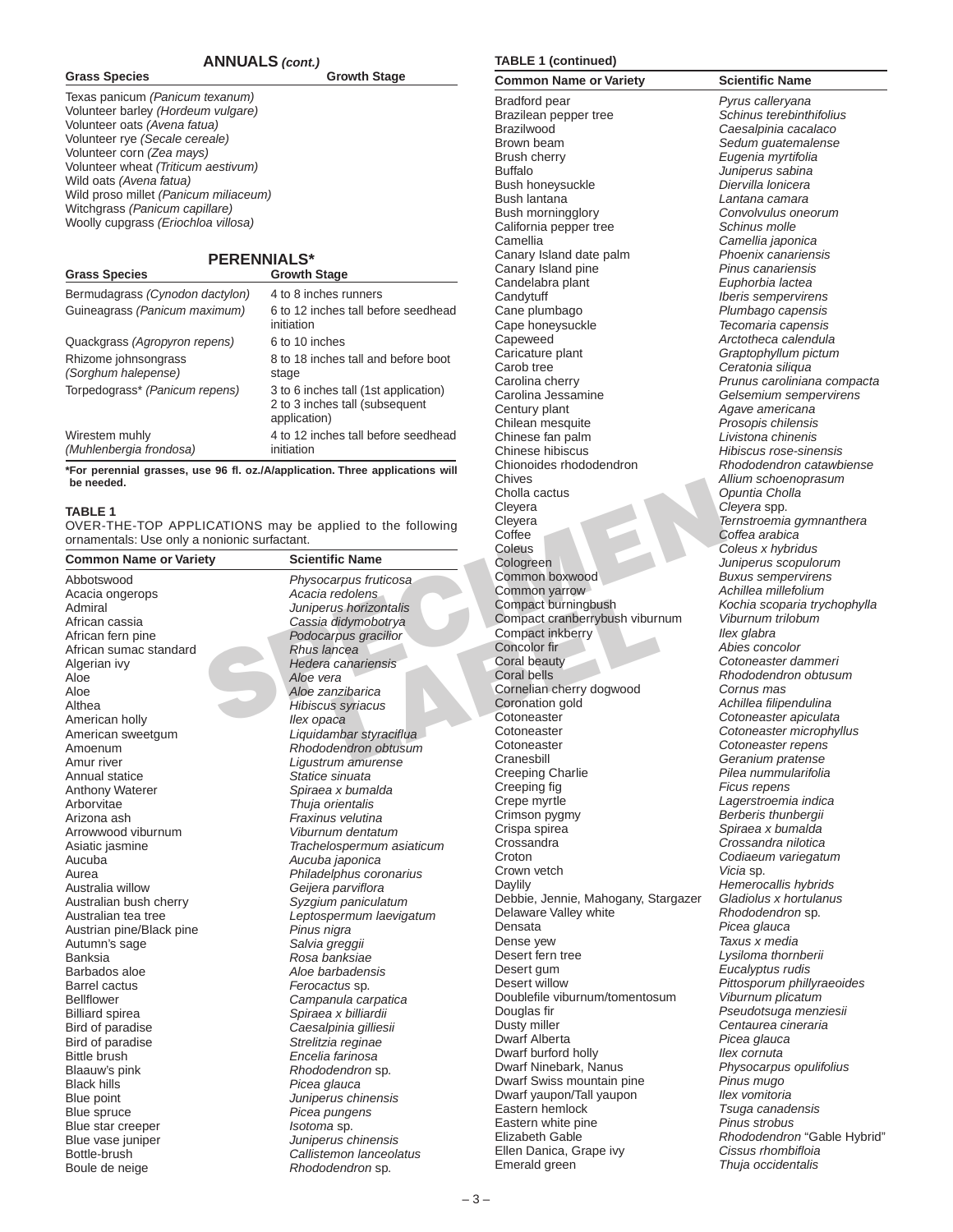## ANNUALS *(cont.)*

| Grass Species | Growth Stage |
|---|---|
| Texas panicum *(Panicum texanum)* | |
| Volunteer barley *(Hordeum vulgare)* | |
| Volunteer oats *(Avena fatua)* | |
| Volunteer rye *(Secale cereale)* | |
| Volunteer corn *(Zea mays)* | |
| Volunteer wheat *(Triticum aestivum)* | |
| Wild oats *(Avena fatua)* | |
| Wild proso millet *(Panicum miliaceum)* | |
| Witchgrass *(Panicum capillare)* | |
| Woolly cupgrass *(Eriochloa villosa)* | |

## PERENNIALS*

| Grass Species | Growth Stage |
|---|---|
| Bermudagrass *(Cynodon dactylon)* | 4 to 8 inches runners |
| Guineagrass *(Panicum maximum)* | 6 to 12 inches tall before seedhead initiation |
| Quackgrass *(Agropyron repens)* | 6 to 10 inches |
| Rhizome johnsongrass *(Sorghum halepense)* | 8 to 18 inches tall and before boot stage |
| Torpedograss* *(Panicum repens)* | 3 to 6 inches tall (1st application) 2 to 3 inches tall (subsequent application) |
| Wirestem muhly *(Muhlenbergia frondosa)* | 4 to 12 inches tall before seedhead initiation |

**\*For perennial grasses, use 96 fl. oz./A/application. Three applications will be needed.**

**TABLE 1**

OVER-THE-TOP APPLICATIONS may be applied to the following ornamentals: Use only a nonionic surfactant.

| Common Name or Variety | Scientific Name |
|---|---|
| Abbotswood | *Physocarpus fruticosa* |
| Acacia ongerops | *Acacia redolens* |
| Admiral | *Juniperus horizontalis* |
| African cassia | *Cassia didymobotrya* |
| African fern pine | *Podocarpus gracilior* |
| African sumac standard | *Rhus lancea* |
| Algerian ivy | *Hedera canariensis* |
| Aloe | *Aloe vera* |
| Aloe | *Aloe zanzibarica* |
| Althea | *Hibiscus syriacus* |
| American holly | *Ilex opaca* |
| American sweetgum | *Liquidambar styraciflua* |
| Amoenum | *Rhododendron obtusum* |
| Amur river | *Ligustrum amurense* |
| Annual statice | *Statice sinuata* |
| Anthony Waterer | *Spiraea x bumalda* |
| Arborvitae | *Thuja orientalis* |
| Arizona ash | *Fraxinus velutina* |
| Arrowwood viburnum | *Viburnum dentatum* |
| Asiatic jasmine | *Trachelospermum asiaticum* |
| Aucuba | *Aucuba japonica* |
| Aurea | *Philadelphus coronarius* |
| Australia willow | *Geijera parviflora* |
| Australian bush cherry | *Syzgium paniculatum* |
| Australian tea tree | *Leptospermum laevigatum* |
| Austrian pine/Black pine | *Pinus nigra* |
| Autumn's sage | *Salvia greggii* |
| Banksia | *Rosa banksiae* |
| Barbados aloe | *Aloe barbadensis* |
| Barrel cactus | *Ferocactus* sp. |
| Bellflower | *Campanula carpatica* |
| Billiard spirea | *Spiraea x billiardii* |
| Bird of paradise | *Caesalpinia gilliesii* |
| Bird of paradise | *Strelitzia reginae* |
| Bittle brush | *Encelia farinosa* |
| Blaauw's pink | *Rhododendron* sp. |
| Black hills | *Picea glauca* |
| Blue point | *Juniperus chinensis* |
| Blue spruce | *Picea pungens* |
| Blue star creeper | *Isotoma* sp. |
| Blue vase juniper | *Juniperus chinensis* |
| Bottle-brush | *Callistemon lanceolatus* |
| Boule de neige | *Rhododendron* sp. |
| Bradford pear | *Pyrus calleryana* |
| Brazilean pepper tree | *Schinus terebinthifolius* |
| Brazilwood | *Caesalpinia cacalaco* |
| Brown beam | *Sedum guatemalense* |
| Brush cherry | *Eugenia myrtifolia* |
| Buffalo | *Juniperus sabina* |
| Bush honeysuckle | *Diervilla lonicera* |
| Bush lantana | *Lantana camara* |
| Bush morningglory | *Convolvulus oneorum* |
| California pepper tree | *Schinus molle* |
| Camellia | *Camellia japonica* |
| Canary Island date palm | *Phoenix canariensis* |
| Canary Island pine | *Pinus canariensis* |
| Candelabra plant | *Euphorbia lactea* |
| Candytuff | *Iberis sempervirens* |
| Cane plumbago | *Plumbago capensis* |
| Cape honeysuckle | *Tecomaria capensis* |
| Capeweed | *Arctotheca calendula* |
| Caricature plant | *Graptophyllum pictum* |
| Carob tree | *Ceratonia siliqua* |
| Carolina cherry | *Prunus caroliniana compacta* |
| Carolina Jessamine | *Gelsemium sempervirens* |
| Century plant | *Agave americana* |
| Chilean mesquite | *Prosopis chilensis* |
| Chinese fan palm | *Livistona chinenis* |
| Chinese hibiscus | *Hibiscus rose-sinensis* |
| Chionoides rhododendron | *Rhododendron catawbiense* |
| Chives | *Allium schoenoprasum* |
| Cholla cactus | *Opuntia Cholla* |
| Cleyera | *Cleyera* spp. |
| Cleyera | *Ternstroemia gymnanthera* |
| Coffee | *Coffea arabica* |
| Coleus | *Coleus x hybridus* |
| Cologreen | *Juniperus scopulorum* |
| Common boxwood | *Buxus sempervirens* |
| Common yarrow | *Achillea millefolium* |
| Compact burningbush | *Kochia scoparia trychophylla* |
| Compact cranberrybush viburnum | *Viburnum trilobum* |
| Compact inkberry | *Ilex glabra* |
| Concolor fir | *Abies concolor* |
| Coral beauty | *Cotoneaster dammeri* |
| Coral bells | *Rhododendron obtusum* |
| Cornelian cherry dogwood | *Cornus mas* |
| Coronation gold | *Achillea filipendulina* |
| Cotoneaster | *Cotoneaster apiculata* |
| Cotoneaster | *Cotoneaster microphyllus* |
| Cotoneaster | *Cotoneaster repens* |
| Cranesbill | *Geranium pratense* |
| Creeping Charlie | *Pilea nummularifolia* |
| Creeping fig | *Ficus repens* |
| Crepe myrtle | *Lagerstroemia indica* |
| Crimson pygmy | *Berberis thunbergii* |
| Crispa spirea | *Spiraea x bumalda* |
| Crossandra | *Crossandra nilotica* |
| Croton | *Codiaeum variegatum* |
| Crown vetch | *Vicia* sp. |
| Daylily | *Hemerocallis hybrids* |
| Debbie, Jennie, Mahogany, Stargazer | *Gladiolus x hortulanus* |
| Delaware Valley white | *Rhododendron* sp. |
| Densata | *Picea glauca* |
| Dense yew | *Taxus x media* |
| Desert fern tree | *Lysiloma thornberii* |
| Desert gum | *Eucalyptus rudis* |
| Desert willow | *Pittosporum phillyraeoides* |
| Doublefile viburnum/tomentosum | *Viburnum plicatum* |
| Douglas fir | *Pseudotsuga menziesii* |
| Dusty miller | *Centaurea cineraria* |
| Dwarf Alberta | *Picea glauca* |
| Dwarf burford holly | *Ilex cornuta* |
| Dwarf Ninebark, Nanus | *Physocarpus opulifolius* |
| Dwarf Swiss mountain pine | *Pinus mugo* |
| Dwarf yaupon/Tall yaupon | *Ilex vomitoria* |
| Eastern hemlock | *Tsuga canadensis* |
| Eastern white pine | *Pinus strobus* |
| Elizabeth Gable | *Rhododendron* "Gable Hybrid" |
| Ellen Danica, Grape ivy | *Cissus rhombifloia* |
| Emerald green | *Thuja occidentalis* |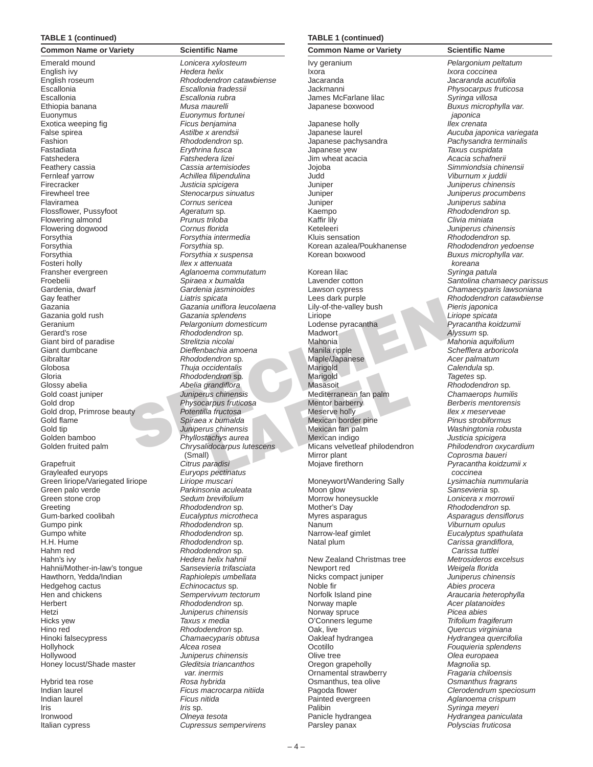**TABLE 1 (continued)**

| Common Name or Variety | Scientific Name |
|---|---|
| Emerald mound | *Lonicera xylosteum* |
| English ivy | *Hedera helix* |
| English roseum | *Rhododendron catawbiense* |
| Escallonia | *Escallonia fradessii* |
| Escallonia | *Escallonia rubra* |
| Ethiopia banana | *Musa maurelli* |
| Euonymus | *Euonymus fortunei* |
| Exotica weeping fig | *Ficus benjamina* |
| False spirea | *Astilbe x arendsii* |
| Fashion | *Rhododendron* sp. |
| Fastadiata | *Erythrina fusca* |
| Fatshedera | *Fatshedera lizei* |
| Feathery cassia | *Cassia artemisiodes* |
| Fernleaf yarrow | *Achillea filipendulina* |
| Firecracker | *Justicia spicigera* |
| Firewheel tree | *Stenocarpus sinuatus* |
| Flaviramea | *Cornus sericea* |
| Flossflower, Pussyfoot | *Ageratum* sp. |
| Flowering almond | *Prunus triloba* |
| Flowering dogwood | *Cornus florida* |
| Forsythia | *Forsythia intermedia* |
| Forsythia | *Forsythia* sp. |
| Forsythia | *Forsythia x suspensa* |
| Fosteri holly | *Ilex x attenuata* |
| Fransher evergreen | *Aglanoema commutatum* |
| Froebelii | *Spiraea x bumalda* |
| Gardenia, dwarf | *Gardenia jasminoides* |
| Gay feather | *Liatris spicata* |
| Gazania | *Gazania uniflora leucolaena* |
| Gazania gold rush | *Gazania splendens* |
| Geranium | *Pelargonium domesticum* |
| Gerard's rose | *Rhododendron* sp. |
| Giant bird of paradise | *Strelitzia nicolai* |
| Giant dumbcane | *Dieffenbachia amoena* |
| Gibraltar | *Rhododendron* sp. |
| Globosa | *Thuja occidentalis* |
| Gloria | *Rhododendron* sp. |
| Glossy abelia | *Abelia grandiflora* |
| Gold coast juniper | *Juniperus chinensis* |
| Gold drop | *Physocarpus fruticosa* |
| Gold drop, Primrose beauty | *Potentilla fructosa* |
| Gold flame | *Spiraea x bumalda* |
| Gold tip | *Juniperus chinensis* |
| Golden bamboo | *Phyllostachys aurea* |
| Golden fruited palm | *Chrysalidocarpus lutescens* (Small) |
| Grapefruit | *Citrus paradisi* |
| Grayleafed euryops | *Euryops pectinatus* |
| Green liriope/Variegated liriope | *Liriope muscari* |
| Green palo verde | *Parkinsonia aculeata* |
| Green stone crop | *Sedum brevifolium* |
| Greeting | *Rhododendron* sp. |
| Gum-barked coolibah | *Eucalyptus microtheca* |
| Gumpo pink | *Rhododendron* sp. |
| Gumpo white | *Rhododendron* sp. |
| H.H. Hume | *Rhododendron* sp. |
| Hahm red | *Rhododendron* sp. |
| Hahn's ivy | *Hedera helix hahnii* |
| Hahnii/Mother-in-law's tongue | *Sansevieria trifasciata* |
| Hawthorn, Yedda/Indian | *Raphiolepis umbellata* |
| Hedgehog cactus | *Echinocactus* sp. |
| Hen and chickens | *Sempervivum tectorum* |
| Herbert | *Rhododendron* sp. |
| Hetzi | *Juniperus chinensis* |
| Hicks yew | *Taxus x media* |
| Hino red | *Rhododendron* sp. |
| Hinoki falsecypress | *Chamaecyparis obtusa* |
| Hollyhock | *Alcea rosea* |
| Hollywood | *Juniperus chinensis* |
| Honey locust/Shade master | *Gleditsia triancanthos* var. *inermis* |
| Hybrid tea rose | *Rosa hybrida* |
| Indian laurel | *Ficus macrocarpa nitiida* |
| Indian laurel | *Ficus nitida* |
| Iris | *Iris* sp. |
| Ironwood | *Olneya tesota* |
| Italian cypress | *Cupressus sempervirens* |
| Ivy geranium | *Pelargonium peltatum* |
| Ixora | *Ixora coccinea* |
| Jacaranda | *Jacaranda acutifolia* |
| Jackmanni | *Physocarpus fruticosa* |
| James McFarlane lilac | *Syringa villosa* |
| Japanese boxwood | *Buxus microphylla* var. *japonica* |
| Japanese holly | *Ilex crenata* |
| Japanese laurel | *Aucuba japonica variegata* |
| Japanese pachysandra | *Pachysandra terminalis* |
| Japanese yew | *Taxus cuspidata* |
| Jim wheat acacia | *Acacia schafnerii* |
| Jojoba | *Simmiondsia chinensii* |
| Judd | *Viburnum x juddii* |
| Juniper | *Juniperus chinensis* |
| Juniper | *Juniperus procumbens* |
| Juniper | *Juniperus sabina* |
| Kaempo | *Rhododendron* sp. |
| Kaffir lily | *Clivia miniata* |
| Keteleeri | *Juniperus chinensis* |
| Kluis sensation | *Rhododendron* sp. |
| Korean azalea/Poukhanense | *Rhododendron yedoense* |
| Korean boxwood | *Buxus microphylla* var. *koreana* |
| Korean lilac | *Syringa patula* |
| Lavender cotton | *Santolina chamaecy parissus* |
| Lawson cypress | *Chamaecyparis lawsoniana* |
| Lees dark purple | *Rhododendron catawbiense* |
| Lily-of-the-valley bush | *Pieris japonica* |
| Liriope | *Liriope spicata* |
| Lodense pyracantha | *Pyracantha koidzumii* |
| Madwort | *Alyssum* sp. |
| Mahonia | *Mahonia aquifolium* |
| Manila ripple | *Schefflera arboricola* |
| Maple/Japanese | *Acer palmatum* |
| Marigold | *Calendula* sp. |
| Marigold | *Tagetes* sp. |
| Masasoit | *Rhododendron* sp. |
| Mediterranean fan palm | *Chamaerops humilis* |
| Mentor barberry | *Berberis mentorensis* |
| Meserve holly | *Ilex x meserveae* |
| Mexican border pine | *Pinus strobiformus* |
| Mexican fan palm | *Washingtonia robusta* |
| Mexican indigo | *Justicia spicigera* |
| Micans velvetleaf philodendron | *Philodendron oxycardium* |
| Mirror plant | *Coprosma baueri* |
| Mojave firethorn | *Pyracantha koidzumii x coccinea* |
| Moneywort/Wandering Sally | *Lysimachia nummularia* |
| Moon glow | *Sansevieria* sp. |
| Morrow honeysuckle | *Lonicera x morrowii* |
| Mother's Day | *Rhododendron* sp. |
| Myres asparagus | *Asparagus densiflorus* |
| Nanum | *Viburnum opulus* |
| Narrow-leaf gimlet | *Eucalyptus spathulata* |
| Natal plum | *Carissa grandiflora, Carissa tuttlei* |
| New Zealand Christmas tree | *Metrosideros excelsus* |
| Newport red | *Weigela florida* |
| Nicks compact juniper | *Juniperus chinensis* |
| Noble fir | *Abies procera* |
| Norfolk Island pine | *Araucaria heterophylla* |
| Norway maple | *Acer platanoides* |
| Norway spruce | *Picea abies* |
| O'Conners legume | *Trifolium fragiferum* |
| Oak, live | *Quercus virginiana* |
| Oakleaf hydrangea | *Hydrangea quercifolia* |
| Ocotillo | *Fouquieria splendens* |
| Olive tree | *Olea europaea* |
| Oregon grapeholly | *Magnolia* sp. |
| Ornamental strawberry | *Fragaria chiloensis* |
| Osmanthus, tea olive | *Osmanthus fragrans* |
| Pagoda flower | *Clerodendrum speciosum* |
| Painted evergreen | *Aglanoema crispum* |
| Palibin | *Syringa meyeri* |
| Panicle hydrangea | *Hydrangea paniculata* |
| Parsley panax | *Polyscias fruticosa* |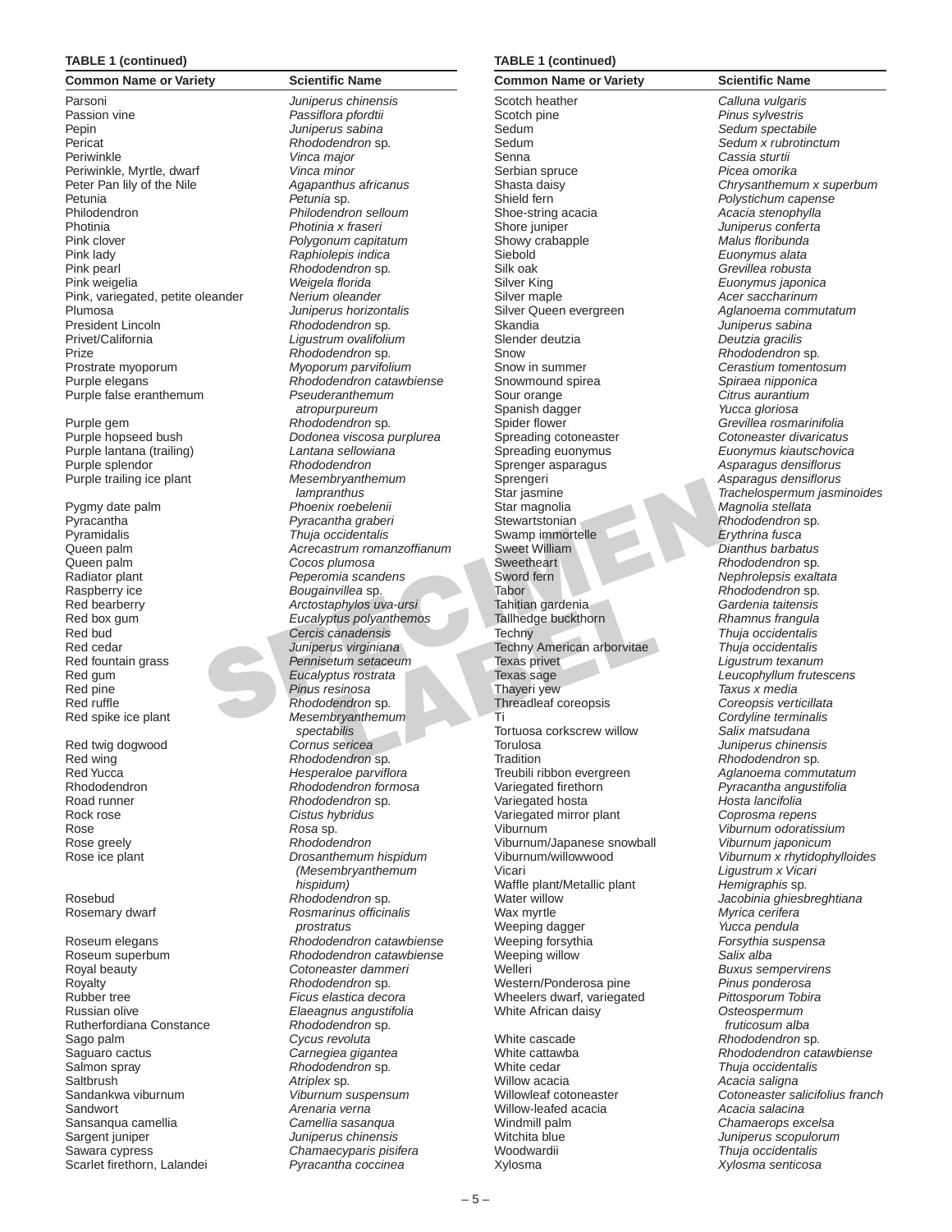**TABLE 1 (continued)**

| Common Name or Variety | Scientific Name |
|---|---|
| Parsoni | *Juniperus chinensis* |
| Passion vine | *Passiflora pfordtii* |
| Pepin | *Juniperus sabina* |
| Pericat | *Rhododendron* sp. |
| Periwinkle | *Vinca major* |
| Periwinkle, Myrtle, dwarf | *Vinca minor* |
| Peter Pan lily of the Nile | *Agapanthus africanus* |
| Petunia | *Petunia* sp. |
| Philodendron | *Philodendron selloum* |
| Photinia | *Photinia x fraseri* |
| Pink clover | *Polygonum capitatum* |
| Pink lady | *Raphiolepis indica* |
| Pink pearl | *Rhododendron* sp. |
| Pink weigelia | *Weigela florida* |
| Pink, variegated, petite oleander | *Nerium oleander* |
| Plumosa | *Juniperus horizontalis* |
| President Lincoln | *Rhododendron* sp. |
| Privet/California | *Ligustrum ovalifolium* |
| Prize | *Rhododendron* sp. |
| Prostrate myoporum | *Myoporum parvifolium* |
| Purple elegans | *Rhododendron catawbiense* |
| Purple false eranthemum | *Pseuderanthemum atropurpureum* |
| Purple gem | *Rhododendron* sp. |
| Purple hopseed bush | *Dodonea viscosa purplurea* |
| Purple lantana (trailing) | *Lantana sellowiana* |
| Purple splendor | *Rhododendron* |
| Purple trailing ice plant | *Mesembryanthemum lampranthus* |
| Pygmy date palm | *Phoenix roebelenii* |
| Pyracantha | *Pyracantha graberi* |
| Pyramidalis | *Thuja occidentalis* |
| Queen palm | *Acrecastrum romanzoffianum* |
| Queen palm | *Cocos plumosa* |
| Radiator plant | *Peperomia scandens* |
| Raspberry ice | *Bougainvillea* sp. |
| Red bearberry | *Arctostaphylos uva-ursi* |
| Red box gum | *Eucalyptus polyanthemos* |
| Red bud | *Cercis canadensis* |
| Red cedar | *Juniperus virginiana* |
| Red fountain grass | *Pennisetum setaceum* |
| Red gum | *Eucalyptus rostrata* |
| Red pine | *Pinus resinosa* |
| Red ruffle | *Rhododendron* sp. |
| Red spike ice plant | *Mesembryanthemum spectabilis* |
| Red twig dogwood | *Cornus sericea* |
| Red wing | *Rhododendron* sp. |
| Red Yucca | *Hesperaloe parviflora* |
| Rhododendron | *Rhododendron formosa* |
| Road runner | *Rhododendron* sp. |
| Rock rose | *Cistus hybridus* |
| Rose | *Rosa* sp. |
| Rose greely | *Rhododendron* |
| Rose ice plant | *Drosanthemum hispidum (Mesembryanthemum hispidum)* |
| Rosebud | *Rhododendron* sp. |
| Rosemary dwarf | *Rosmarinus officinalis prostratus* |
| Roseum elegans | *Rhododendron catawbiense* |
| Roseum superbum | *Rhododendron catawbiense* |
| Royal beauty | *Cotoneaster dammeri* |
| Royalty | *Rhododendron* sp. |
| Rubber tree | *Ficus elastica decora* |
| Russian olive | *Elaeagnus angustifolia* |
| Rutherfordiana Constance | *Rhododendron* sp. |
| Sago palm | *Cycus revoluta* |
| Saguaro cactus | *Carnegiea gigantea* |
| Salmon spray | *Rhododendron* sp. |
| Saltbrush | *Atriplex* sp. |
| Sandankwa viburnum | *Viburnum suspensum* |
| Sandwort | *Arenaria verna* |
| Sansanqua camellia | *Camellia sasanqua* |
| Sargent juniper | *Juniperus chinensis* |
| Sawara cypress | *Chamaecyparis pisifera* |
| Scarlet firethorn, Lalandei | *Pyracantha coccinea* |
| Scotch heather | *Calluna vulgaris* |
| Scotch pine | *Pinus sylvestris* |
| Sedum | *Sedum spectabile* |
| Sedum | *Sedum x rubrotinctum* |
| Senna | *Cassia sturtii* |
| Serbian spruce | *Picea omorika* |
| Shasta daisy | *Chrysanthemum x superbum* |
| Shield fern | *Polystichum capense* |
| Shoe-string acacia | *Acacia stenophylla* |
| Shore juniper | *Juniperus conferta* |
| Showy crabapple | *Malus floribunda* |
| Siebold | *Euonymus alata* |
| Silk oak | *Grevillea robusta* |
| Silver King | *Euonymus japonica* |
| Silver maple | *Acer saccharinum* |
| Silver Queen evergreen | *Aglanoema commutatum* |
| Skandia | *Juniperus sabina* |
| Slender deutzia | *Deutzia gracilis* |
| Snow | *Rhododendron* sp. |
| Snow in summer | *Cerastium tomentosum* |
| Snowmound spirea | *Spiraea nipponica* |
| Sour orange | *Citrus aurantium* |
| Spanish dagger | *Yucca gloriosa* |
| Spider flower | *Grevillea rosmarinifolia* |
| Spreading cotoneaster | *Cotoneaster divaricatus* |
| Spreading euonymus | *Euonymus kiautschovica* |
| Sprenger asparagus | *Asparagus densiflorus* |
| Sprengeri | *Asparagus densiflorus* |
| Star jasmine | *Trachelospermum jasminoides* |
| Star magnolia | *Magnolia stellata* |
| Stewartstonian | *Rhododendron* sp. |
| Swamp immortelle | *Erythrina fusca* |
| Sweet William | *Dianthus barbatus* |
| Sweetheart | *Rhododendron* sp. |
| Sword fern | *Nephrolepsis exaltata* |
| Tabor | *Rhododendron* sp. |
| Tahitian gardenia | *Gardenia taitensis* |
| Tallhedge buckthorn | *Rhamnus frangula* |
| Techny | *Thuja occidentalis* |
| Techny American arborvitae | *Thuja occidentalis* |
| Texas privet | *Ligustrum texanum* |
| Texas sage | *Leucophyllum frutescens* |
| Thayeri yew | *Taxus x media* |
| Threadleaf coreopsis | *Coreopsis verticillata* |
| Ti | *Cordyline terminalis* |
| Tortuosa corkscrew willow | *Salix matsudana* |
| Torulosa | *Juniperus chinensis* |
| Tradition | *Rhododendron* sp. |
| Treubili ribbon evergreen | *Aglanoema commutatum* |
| Variegated firethorn | *Pyracantha angustifolia* |
| Variegated hosta | *Hosta lancifolia* |
| Variegated mirror plant | *Coprosma repens* |
| Viburnum | *Viburnum odoratissium* |
| Viburnum/Japanese snowball | *Viburnum japonicum* |
| Viburnum/willowwood | *Viburnum x rhytidophylloides* |
| Vicari | *Ligustrum x Vicari* |
| Waffle plant/Metallic plant | *Hemigraphis* sp. |
| Water willow | *Jacobinia ghiesbreghtiana* |
| Wax myrtle | *Myrica cerifera* |
| Weeping dagger | *Yucca pendula* |
| Weeping forsythia | *Forsythia suspensa* |
| Weeping willow | *Salix alba* |
| Welleri | *Buxus sempervirens* |
| Western/Ponderosa pine | *Pinus ponderosa* |
| Wheelers dwarf, variegated | *Pittosporum Tobira* |
| White African daisy | *Osteospermum fruticosum alba* |
| White cascade | *Rhododendron* sp. |
| White cattawba | *Rhododendron catawbiense* |
| White cedar | *Thuja occidentalis* |
| Willow acacia | *Acacia saligna* |
| Willowleaf cotoneaster | *Cotoneaster salicifolius franch* |
| Willow-leafed acacia | *Acacia salacina* |
| Windmill palm | *Chamaerops excelsa* |
| Witchita blue | *Juniperus scopulorum* |
| Woodwardii | *Thuja occidentalis* |
| Xylosma | *Xylosma senticosa* |

SPECIMEN LABEL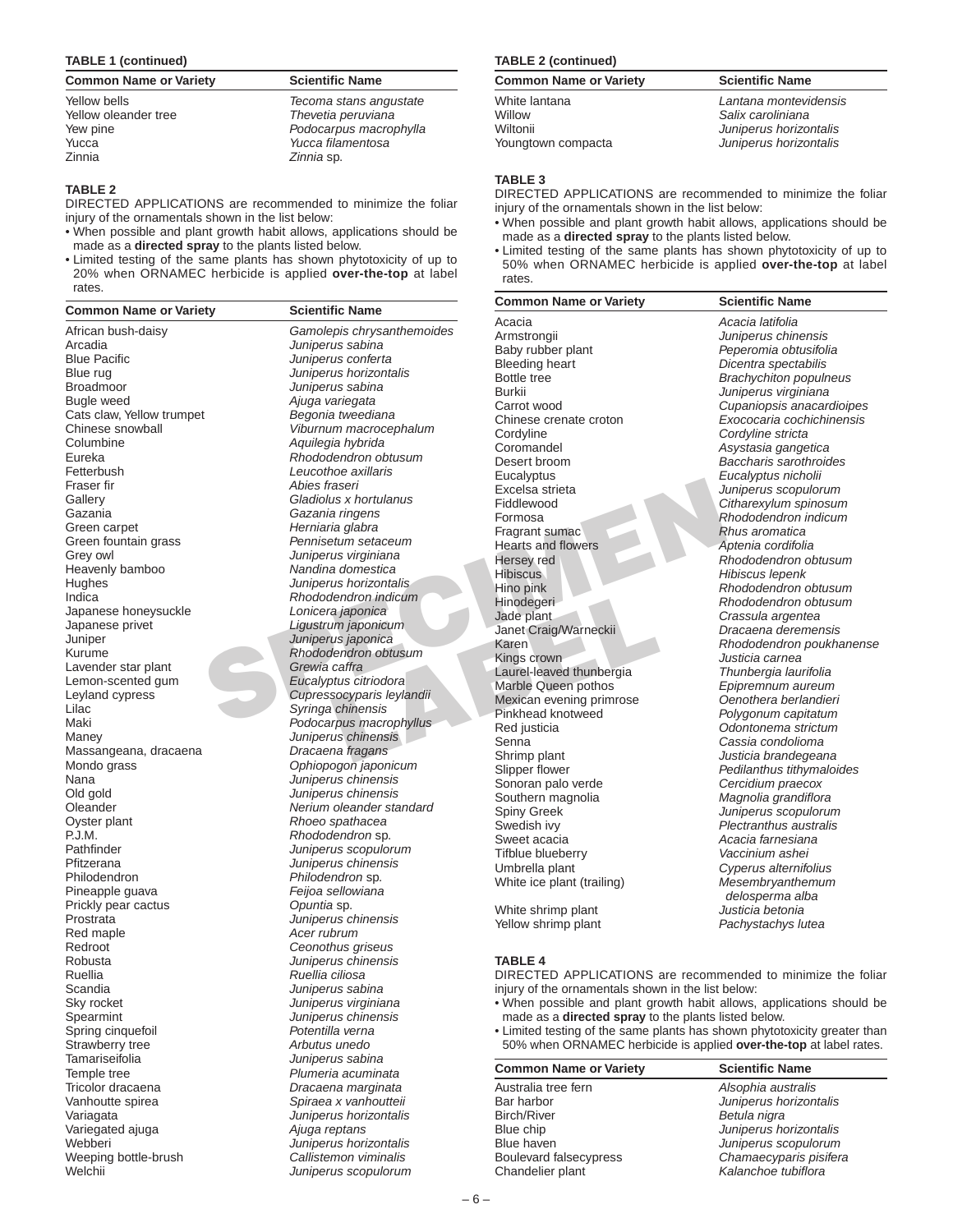**TABLE 1 (continued)**

| Common Name or Variety | Scientific Name |
|---|---|
| Yellow bells | *Tecoma stans angustate* |
| Yellow oleander tree | *Thevetia peruviana* |
| Yew pine | *Podocarpus macrophylla* |
| Yucca | *Yucca filamentosa* |
| Zinnia | *Zinnia* sp. |

**TABLE 2**

DIRECTED APPLICATIONS are recommended to minimize the foliar injury of the ornamentals shown in the list below:

- When possible and plant growth habit allows, applications should be made as a **directed spray** to the plants listed below.
- Limited testing of the same plants has shown phytotoxicity of up to 20% when ORNAMEC herbicide is applied **over-the-top** at label rates.

| Common Name or Variety | Scientific Name |
|---|---|
| African bush-daisy | *Gamolepis chrysanthemoides* |
| Arcadia | *Juniperus sabina* |
| Blue Pacific | *Juniperus conferta* |
| Blue rug | *Juniperus horizontalis* |
| Broadmoor | *Juniperus sabina* |
| Bugle weed | *Ajuga variegata* |
| Cats claw, Yellow trumpet | *Begonia tweediana* |
| Chinese snowball | *Viburnum macrocephalum* |
| Columbine | *Aquilegia hybrida* |
| Eureka | *Rhododendron obtusum* |
| Fetterbush | *Leucothoe axillaris* |
| Fraser fir | *Abies fraseri* |
| Gallery | *Gladiolus x hortulanus* |
| Gazania | *Gazania ringens* |
| Green carpet | *Herniaria glabra* |
| Green fountain grass | *Pennisetum setaceum* |
| Grey owl | *Juniperus virginiana* |
| Heavenly bamboo | *Nandina domestica* |
| Hughes | *Juniperus horizontalis* |
| Indica | *Rhododendron indicum* |
| Japanese honeysuckle | *Lonicera japonica* |
| Japanese privet | *Ligustrum japonicum* |
| Juniper | *Juniperus japonica* |
| Kurume | *Rhododendron obtusum* |
| Lavender star plant | *Grewia caffra* |
| Lemon-scented gum | *Eucalyptus citriodora* |
| Leyland cypress | *Cupressocyparis leylandii* |
| Lilac | *Syringa chinensis* |
| Maki | *Podocarpus macrophyllus* |
| Maney | *Juniperus chinensis* |
| Massangeana, dracaena | *Dracaena fragans* |
| Mondo grass | *Ophiopogon japonicum* |
| Nana | *Juniperus chinensis* |
| Old gold | *Juniperus chinensis* |
| Oleander | *Nerium oleander standard* |
| Oyster plant | *Rhoeo spathacea* |
| P.J.M. | *Rhododendron* sp. |
| Pathfinder | *Juniperus scopulorum* |
| Pfitzerana | *Juniperus chinensis* |
| Philodendron | *Philodendron* sp. |
| Pineapple guava | *Feijoa sellowiana* |
| Prickly pear cactus | *Opuntia* sp. |
| Prostrata | *Juniperus chinensis* |
| Red maple | *Acer rubrum* |
| Redroot | *Ceonothus griseus* |
| Robusta | *Juniperus chinensis* |
| Ruellia | *Ruellia ciliosa* |
| Scandia | *Juniperus sabina* |
| Sky rocket | *Juniperus virginiana* |
| Spearmint | *Juniperus chinensis* |
| Spring cinquefoil | *Potentilla verna* |
| Strawberry tree | *Arbutus unedo* |
| Tamariseifolia | *Juniperus sabina* |
| Temple tree | *Plumeria acuminata* |
| Tricolor dracaena | *Dracaena marginata* |
| Vanhoutte spirea | *Spiraea x vanhoutteii* |
| Variagata | *Juniperus horizontalis* |
| Variegated ajuga | *Ajuga reptans* |
| Webberi | *Juniperus horizontalis* |
| Weeping bottle-brush | *Callistemon viminalis* |
| Welchii | *Juniperus scopulorum* |
| White lantana | *Lantana montevidensis* |
| Willow | *Salix caroliniana* |
| Wiltonii | *Juniperus horizontalis* |
| Youngtown compacta | *Juniperus horizontalis* |

**TABLE 3**

DIRECTED APPLICATIONS are recommended to minimize the foliar injury of the ornamentals shown in the list below:

- When possible and plant growth habit allows, applications should be made as a **directed spray** to the plants listed below.
- Limited testing of the same plants has shown phytotoxicity of up to 50% when ORNAMEC herbicide is applied **over-the-top** at label rates.

| Common Name or Variety | Scientific Name |
|---|---|
| Acacia | *Acacia latifolia* |
| Armstrongii | *Juniperus chinensis* |
| Baby rubber plant | *Peperomia obtusifolia* |
| Bleeding heart | *Dicentra spectabilis* |
| Bottle tree | *Brachychiton populneus* |
| Burkii | *Juniperus virginiana* |
| Carrot wood | *Cupaniopsis anacardioipes* |
| Chinese crenate croton | *Exococaria cochichinensis* |
| Cordyline | *Cordyline stricta* |
| Coromandel | *Asystasia gangetica* |
| Desert broom | *Baccharis sarothroides* |
| Eucalyptus | *Eucalyptus nicholii* |
| Excelsa strieta | *Juniperus scopulorum* |
| Fiddlewood | *Citharexylum spinosum* |
| Formosa | *Rhododendron indicum* |
| Fragrant sumac | *Rhus aromatica* |
| Hearts and flowers | *Aptenia cordifolia* |
| Hersey red | *Rhododendron obtusum* |
| Hibiscus | *Hibiscus lepenk* |
| Hino pink | *Rhododendron obtusum* |
| Hinodegeri | *Rhododendron obtusum* |
| Jade plant | *Crassula argentea* |
| Janet Craig/Warneckii | *Dracaena deremensis* |
| Karen | *Rhododendron poukhanense* |
| Kings crown | *Justicia carnea* |
| Laurel-leaved thunbergia | *Thunbergia laurifolia* |
| Marble Queen pothos | *Epipremnum aureum* |
| Mexican evening primrose | *Oenothera berlandieri* |
| Pinkhead knotweed | *Polygonum capitatum* |
| Red justicia | *Odontonema strictum* |
| Senna | *Cassia condolioma* |
| Shrimp plant | *Justicia brandegeana* |
| Slipper flower | *Pedilanthus tithymaloides* |
| Sonoran palo verde | *Cercidium praecox* |
| Southern magnolia | *Magnolia grandiflora* |
| Spiny Greek | *Juniperus scopulorum* |
| Swedish ivy | *Plectranthus australis* |
| Sweet acacia | *Acacia farnesiana* |
| Tifblue blueberry | *Vaccinium ashei* |
| Umbrella plant | *Cyperus alternifolius* |
| White ice plant (trailing) | *Mesembryanthemum delosperma alba* |
| White shrimp plant | *Justicia betonia* |
| Yellow shrimp plant | *Pachystachys lutea* |

**TABLE 4**

DIRECTED APPLICATIONS are recommended to minimize the foliar injury of the ornamentals shown in the list below:

- When possible and plant growth habit allows, applications should be made as a **directed spray** to the plants listed below.
- Limited testing of the same plants has shown phytotoxicity greater than 50% when ORNAMEC herbicide is applied **over-the-top** at label rates.

| Common Name or Variety | Scientific Name |
|---|---|
| Australia tree fern | *Alsophia australis* |
| Bar harbor | *Juniperus horizontalis* |
| Birch/River | *Betula nigra* |
| Blue chip | *Juniperus horizontalis* |
| Blue haven | *Juniperus scopulorum* |
| Boulevard falsecypress | *Chamaecyparis pisifera* |
| Chandelier plant | *Kalanchoe tubiflora* |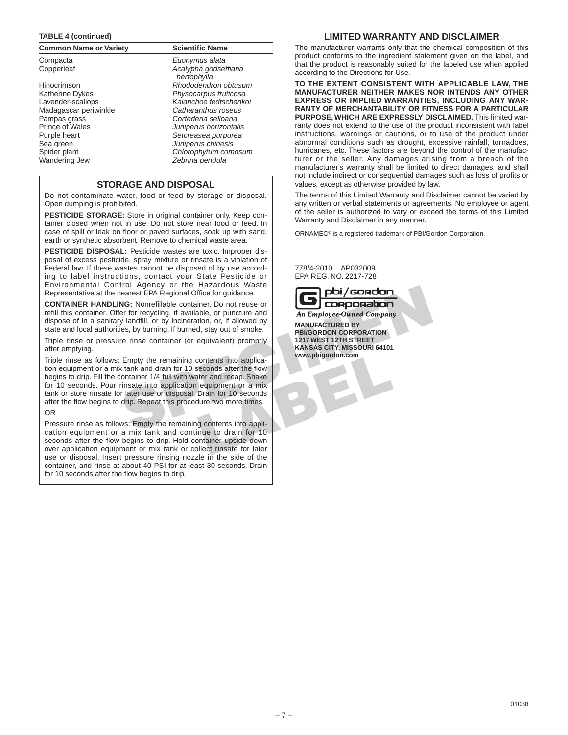**TABLE 4 (continued)**

| Common Name or Variety | Scientific Name |
|---|---|
| Compacta | *Euonymus alata* |
| Copperleaf | *Acalypha godseffiana hertophylla* |
| Hinocrimson | *Rhododendron obtusum* |
| Katherine Dykes | *Physocarpus fruticosa* |
| Lavender-scallops | *Kalanchoe fedtschenkoi* |
| Madagascar periwinkle | *Catharanthus roseus* |
| Pampas grass | *Cortederia selloana* |
| Prince of Wales | *Juniperus horizontalis* |
| Purple heart | *Setcreasea purpurea* |
| Sea green | *Juniperus chinesis* |
| Spider plant | *Chlorophytum comosum* |
| Wandering Jew | *Zebrina pendula* |

## STORAGE AND DISPOSAL

Do not contaminate water, food or feed by storage or disposal. Open dumping is prohibited.

**PESTICIDE STORAGE:** Store in original container only. Keep container closed when not in use. Do not store near food or feed. In case of spill or leak on floor or paved surfaces, soak up with sand, earth or synthetic absorbent. Remove to chemical waste area.

**PESTICIDE DISPOSAL:** Pesticide wastes are toxic. Improper disposal of excess pesticide, spray mixture or rinsate is a violation of Federal law. If these wastes cannot be disposed of by use according to label instructions, contact your State Pesticide or Environmental Control Agency or the Hazardous Waste Representative at the nearest EPA Regional Office for guidance.

**CONTAINER HANDLING:** Nonrefillable container. Do not reuse or refill this container. Offer for recycling, if available, or puncture and dispose of in a sanitary landfill, or by incineration, or, if allowed by state and local authorities, by burning. If burned, stay out of smoke.

Triple rinse or pressure rinse container (or equivalent) promptly after emptying.

Triple rinse as follows: Empty the remaining contents into application equipment or a mix tank and drain for 10 seconds after the flow begins to drip. Fill the container 1/4 full with water and recap. Shake for 10 seconds. Pour rinsate into application equipment or a mix tank or store rinsate for later use or disposal. Drain for 10 seconds after the flow begins to drip. Repeat this procedure two more times.

OR

Pressure rinse as follows: Empty the remaining contents into application equipment or a mix tank and continue to drain for 10 seconds after the flow begins to drip. Hold container upside down over application equipment or mix tank or collect rinsate for later use or disposal. Insert pressure rinsing nozzle in the side of the container, and rinse at about 40 PSI for at least 30 seconds. Drain for 10 seconds after the flow begins to drip.

## LIMITED WARRANTY AND DISCLAIMER

The manufacturer warrants only that the chemical composition of this product conforms to the ingredient statement given on the label, and that the product is reasonably suited for the labeled use when applied according to the Directions for Use.

**TO THE EXTENT CONSISTENT WITH APPLICABLE LAW, THE MANUFACTURER NEITHER MAKES NOR INTENDS ANY OTHER EXPRESS OR IMPLIED WARRANTIES, INCLUDING ANY WARRANTY OF MERCHANTABILITY OR FITNESS FOR A PARTICULAR PURPOSE, WHICH ARE EXPRESSLY DISCLAIMED.** This limited warranty does not extend to the use of the product inconsistent with label instructions, warnings or cautions, or to use of the product under abnormal conditions such as drought, excessive rainfall, tornadoes, hurricanes, etc. These factors are beyond the control of the manufacturer or the seller. Any damages arising from a breach of the manufacturer's warranty shall be limited to direct damages, and shall not include indirect or consequential damages such as loss of profits or values, except as otherwise provided by law.

The terms of this Limited Warranty and Disclaimer cannot be varied by any written or verbal statements or agreements. No employee or agent of the seller is authorized to vary or exceed the terms of this Limited Warranty and Disclaimer in any manner.

ORNAMEC® is a registered trademark of PBI/Gordon Corporation.

778/4-2010 AP032009
EPA REG. NO. 2217-728

pbi/gordon corporation
*An Employee-Owned Company*

**MANUFACTURED BY**
**PBI/GORDON CORPORATION**
**1217 WEST 12TH STREET**
**KANSAS CITY, MISSOURI 64101**
**www.pbigordon.com**

SPECIMEN LABEL

01038